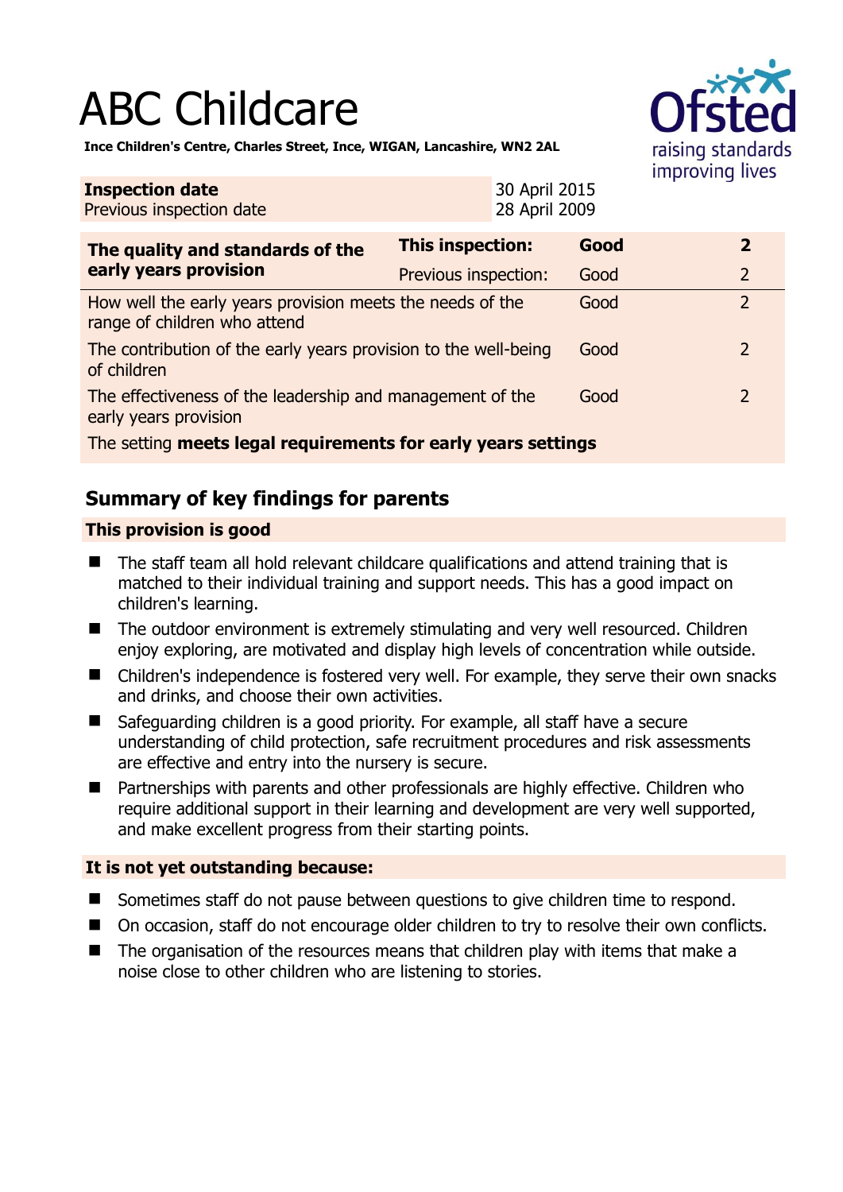# ABC Childcare

**Ince Children's Centre, Charles Street, Ince, WIGAN, Lancashire, WN2 2AL**

| **Inspection date** | 30 April 2015 |
|---|---|
| Previous inspection date | 28 April 2009 |

| **The quality and standards of the early years provision** | **This inspection:** | **Good** | **2** |
|---|---|---|---|
| | Previous inspection: | Good | 2 |
| How well the early years provision meets the needs of the range of children who attend | | Good | 2 |
| The contribution of the early years provision to the well-being of children | | Good | 2 |
| The effectiveness of the leadership and management of the early years provision | | Good | 2 |
| The setting **meets legal requirements for early years settings** | | | |

## Summary of key findings for parents

### This provision is good

- The staff team all hold relevant childcare qualifications and attend training that is matched to their individual training and support needs. This has a good impact on children's learning.
- The outdoor environment is extremely stimulating and very well resourced. Children enjoy exploring, are motivated and display high levels of concentration while outside.
- Children's independence is fostered very well. For example, they serve their own snacks and drinks, and choose their own activities.
- Safeguarding children is a good priority. For example, all staff have a secure understanding of child protection, safe recruitment procedures and risk assessments are effective and entry into the nursery is secure.
- Partnerships with parents and other professionals are highly effective. Children who require additional support in their learning and development are very well supported, and make excellent progress from their starting points.

### It is not yet outstanding because:

- Sometimes staff do not pause between questions to give children time to respond.
- On occasion, staff do not encourage older children to try to resolve their own conflicts.
- The organisation of the resources means that children play with items that make a noise close to other children who are listening to stories.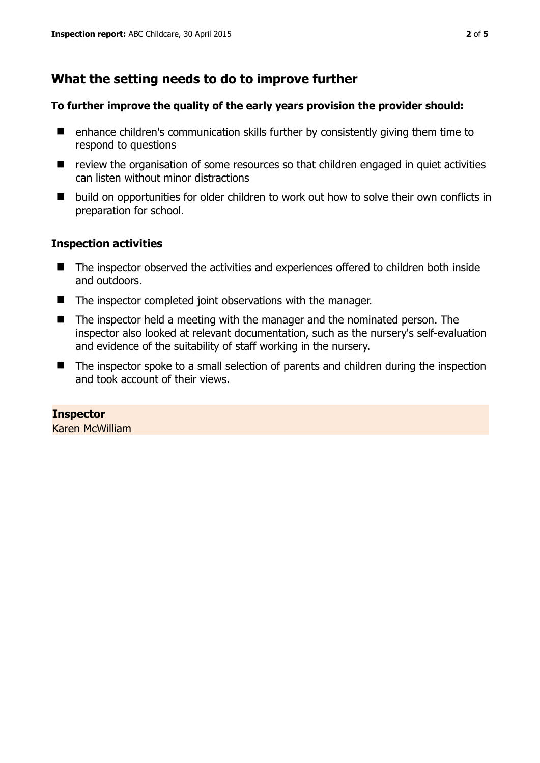## What the setting needs to do to improve further

**To further improve the quality of the early years provision the provider should:**

- enhance children's communication skills further by consistently giving them time to respond to questions
- review the organisation of some resources so that children engaged in quiet activities can listen without minor distractions
- build on opportunities for older children to work out how to solve their own conflicts in preparation for school.

### Inspection activities

- The inspector observed the activities and experiences offered to children both inside and outdoors.
- The inspector completed joint observations with the manager.
- The inspector held a meeting with the manager and the nominated person. The inspector also looked at relevant documentation, such as the nursery's self-evaluation and evidence of the suitability of staff working in the nursery.
- The inspector spoke to a small selection of parents and children during the inspection and took account of their views.

**Inspector**
Karen McWilliam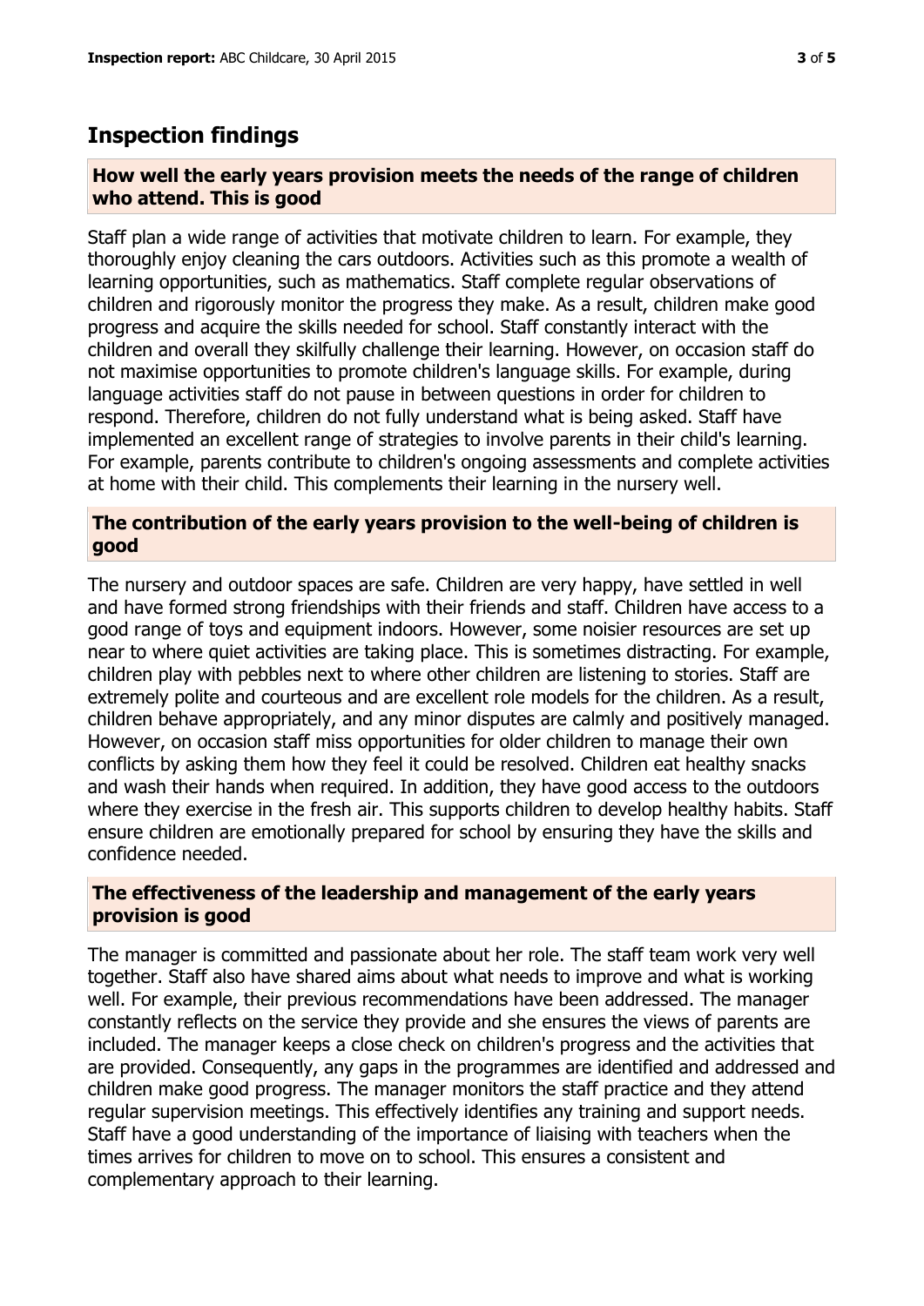## Inspection findings

### How well the early years provision meets the needs of the range of children who attend. This is good

Staff plan a wide range of activities that motivate children to learn. For example, they thoroughly enjoy cleaning the cars outdoors. Activities such as this promote a wealth of learning opportunities, such as mathematics. Staff complete regular observations of children and rigorously monitor the progress they make. As a result, children make good progress and acquire the skills needed for school. Staff constantly interact with the children and overall they skilfully challenge their learning. However, on occasion staff do not maximise opportunities to promote children's language skills. For example, during language activities staff do not pause in between questions in order for children to respond. Therefore, children do not fully understand what is being asked. Staff have implemented an excellent range of strategies to involve parents in their child's learning. For example, parents contribute to children's ongoing assessments and complete activities at home with their child. This complements their learning in the nursery well.

### The contribution of the early years provision to the well-being of children is good

The nursery and outdoor spaces are safe. Children are very happy, have settled in well and have formed strong friendships with their friends and staff. Children have access to a good range of toys and equipment indoors. However, some noisier resources are set up near to where quiet activities are taking place. This is sometimes distracting. For example, children play with pebbles next to where other children are listening to stories. Staff are extremely polite and courteous and are excellent role models for the children. As a result, children behave appropriately, and any minor disputes are calmly and positively managed. However, on occasion staff miss opportunities for older children to manage their own conflicts by asking them how they feel it could be resolved. Children eat healthy snacks and wash their hands when required. In addition, they have good access to the outdoors where they exercise in the fresh air. This supports children to develop healthy habits. Staff ensure children are emotionally prepared for school by ensuring they have the skills and confidence needed.

### The effectiveness of the leadership and management of the early years provision is good

The manager is committed and passionate about her role. The staff team work very well together. Staff also have shared aims about what needs to improve and what is working well. For example, their previous recommendations have been addressed. The manager constantly reflects on the service they provide and she ensures the views of parents are included. The manager keeps a close check on children's progress and the activities that are provided. Consequently, any gaps in the programmes are identified and addressed and children make good progress. The manager monitors the staff practice and they attend regular supervision meetings. This effectively identifies any training and support needs. Staff have a good understanding of the importance of liaising with teachers when the times arrives for children to move on to school. This ensures a consistent and complementary approach to their learning.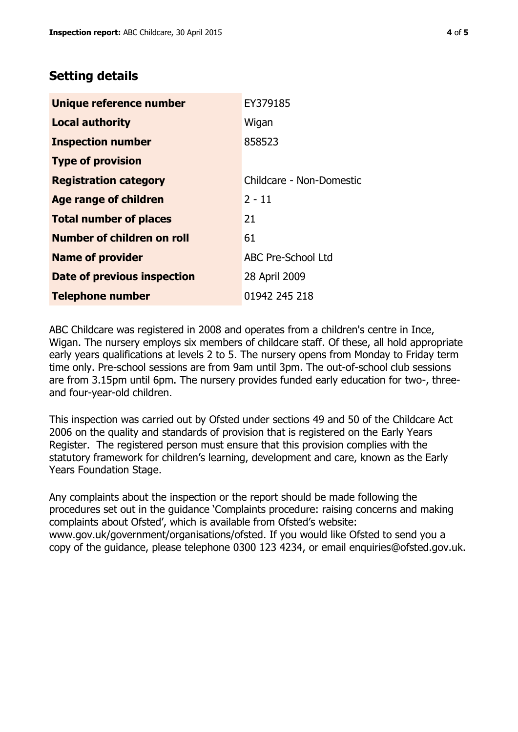## Setting details

| | |
|---|---|
| **Unique reference number** | EY379185 |
| **Local authority** | Wigan |
| **Inspection number** | 858523 |
| **Type of provision** | |
| **Registration category** | Childcare - Non-Domestic |
| **Age range of children** | 2 - 11 |
| **Total number of places** | 21 |
| **Number of children on roll** | 61 |
| **Name of provider** | ABC Pre-School Ltd |
| **Date of previous inspection** | 28 April 2009 |
| **Telephone number** | 01942 245 218 |

ABC Childcare was registered in 2008 and operates from a children's centre in Ince, Wigan. The nursery employs six members of childcare staff. Of these, all hold appropriate early years qualifications at levels 2 to 5. The nursery opens from Monday to Friday term time only. Pre-school sessions are from 9am until 3pm. The out-of-school club sessions are from 3.15pm until 6pm. The nursery provides funded early education for two-, three- and four-year-old children.

This inspection was carried out by Ofsted under sections 49 and 50 of the Childcare Act 2006 on the quality and standards of provision that is registered on the Early Years Register. The registered person must ensure that this provision complies with the statutory framework for children's learning, development and care, known as the Early Years Foundation Stage.

Any complaints about the inspection or the report should be made following the procedures set out in the guidance 'Complaints procedure: raising concerns and making complaints about Ofsted', which is available from Ofsted's website: www.gov.uk/government/organisations/ofsted. If you would like Ofsted to send you a copy of the guidance, please telephone 0300 123 4234, or email enquiries@ofsted.gov.uk.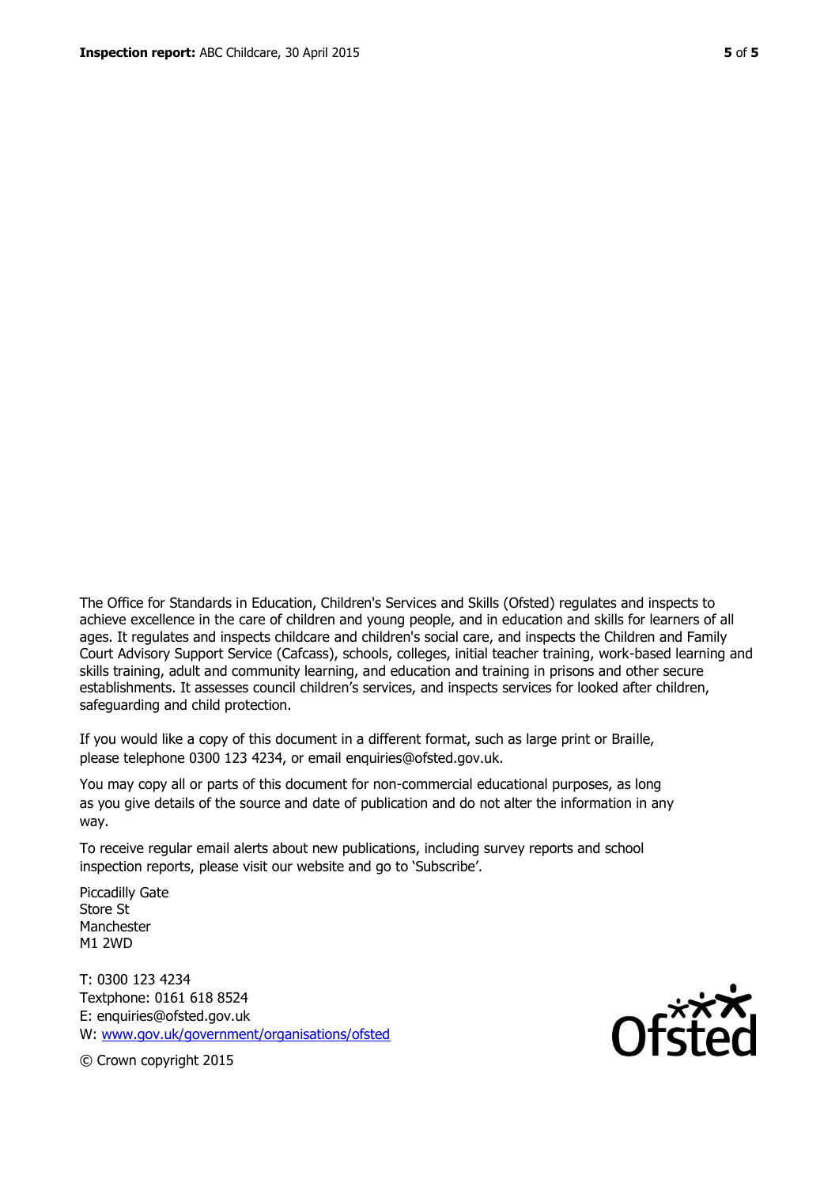The Office for Standards in Education, Children's Services and Skills (Ofsted) regulates and inspects to achieve excellence in the care of children and young people, and in education and skills for learners of all ages. It regulates and inspects childcare and children's social care, and inspects the Children and Family Court Advisory Support Service (Cafcass), schools, colleges, initial teacher training, work-based learning and skills training, adult and community learning, and education and training in prisons and other secure establishments. It assesses council children's services, and inspects services for looked after children, safeguarding and child protection.

If you would like a copy of this document in a different format, such as large print or Braille, please telephone 0300 123 4234, or email enquiries@ofsted.gov.uk.

You may copy all or parts of this document for non-commercial educational purposes, as long as you give details of the source and date of publication and do not alter the information in any way.

To receive regular email alerts about new publications, including survey reports and school inspection reports, please visit our website and go to 'Subscribe'.

Piccadilly Gate
Store St
Manchester
M1 2WD

T: 0300 123 4234
Textphone: 0161 618 8524
E: enquiries@ofsted.gov.uk
W: www.gov.uk/government/organisations/ofsted

© Crown copyright 2015